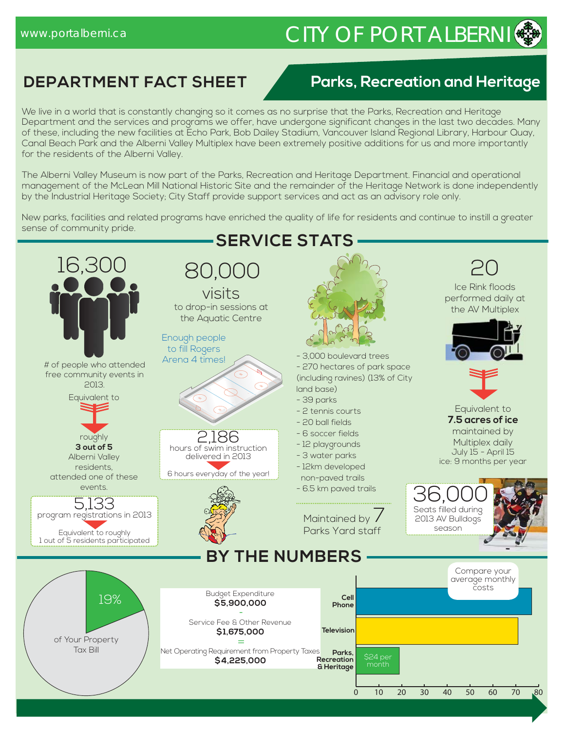www.portalberni.ca

# CITY OF PORT ALBERNI

## DEPARTMENT FACT SHEET

## Parks, Recreation and Heritage

We live in a world that is constantly changing so it comes as no surprise that the Parks, Recreation and Heritage Department and the services and programs we offer, have undergone significant changes in the last two decades. Many of these, including the new facilities at Echo Park, Bob Dailey Stadium, Vancouver Island Regional Library, Harbour Quay, Canal Beach Park and the Alberni Valley Multiplex have been extremely positive additions for us and more importantly for the residents of the Alberni Valley.

The Alberni Valley Museum is now part of the Parks, Recreation and Heritage Department. Financial and operational management of the McLean Mill National Historic Site and the remainder of the Heritage Network is done independently by the Industrial Heritage Society; City Staff provide support services and act as an advisory role only.

New parks, facilities and related programs have enriched the quality of life for residents and continue to instill a greater sense of community pride.

## SERVICE STATS

**16,300**

# of people who attended free community events in 2013.

Equivalent to roughly **3 out of 5** Alberni Valley residents, attended one of these events.

**5,133** program registrations in 2013

Equivalent to roughly 1 out of 5 residents participated

**80,000** visits to drop-in sessions at the Aquatic Centre

Enough people to fill Rogers Arena 4 times!

**2,186** hours of swim instruction delivered in 2013

6 hours everyday of the year!

- 3,000 boulevard trees
- 270 hectares of park space (including ravines) (13% of City land base)
- 39 parks
- 2 tennis courts
- 20 ball fields
- 6 soccer fields
- 12 playgrounds
- 3 water parks
- 12km developed non-paved trails
- 6.5 km paved trails

Maintained by 7 Parks Yard staff

**20** Ice Rink floods performed daily at the AV Multiplex

Equivalent to **7.5 acres of ice** maintained by Multiplex daily July 15 - April 15 ice: 9 months per year

**36,000** Seats filled during 2013 AV Bulldogs season

## BY THE NUMBERS

19% of Your Property Tax Bill

Budget Expenditure **$5,900,000**

\-

Service Fee & Other Revenue **$1,675,000**

=

Net Operating Requirement from Property Taxes **$4,225,000**

Compare your average monthly costs

- Cell Phone
- Television
- Parks, Recreation & Heritage: $24 per month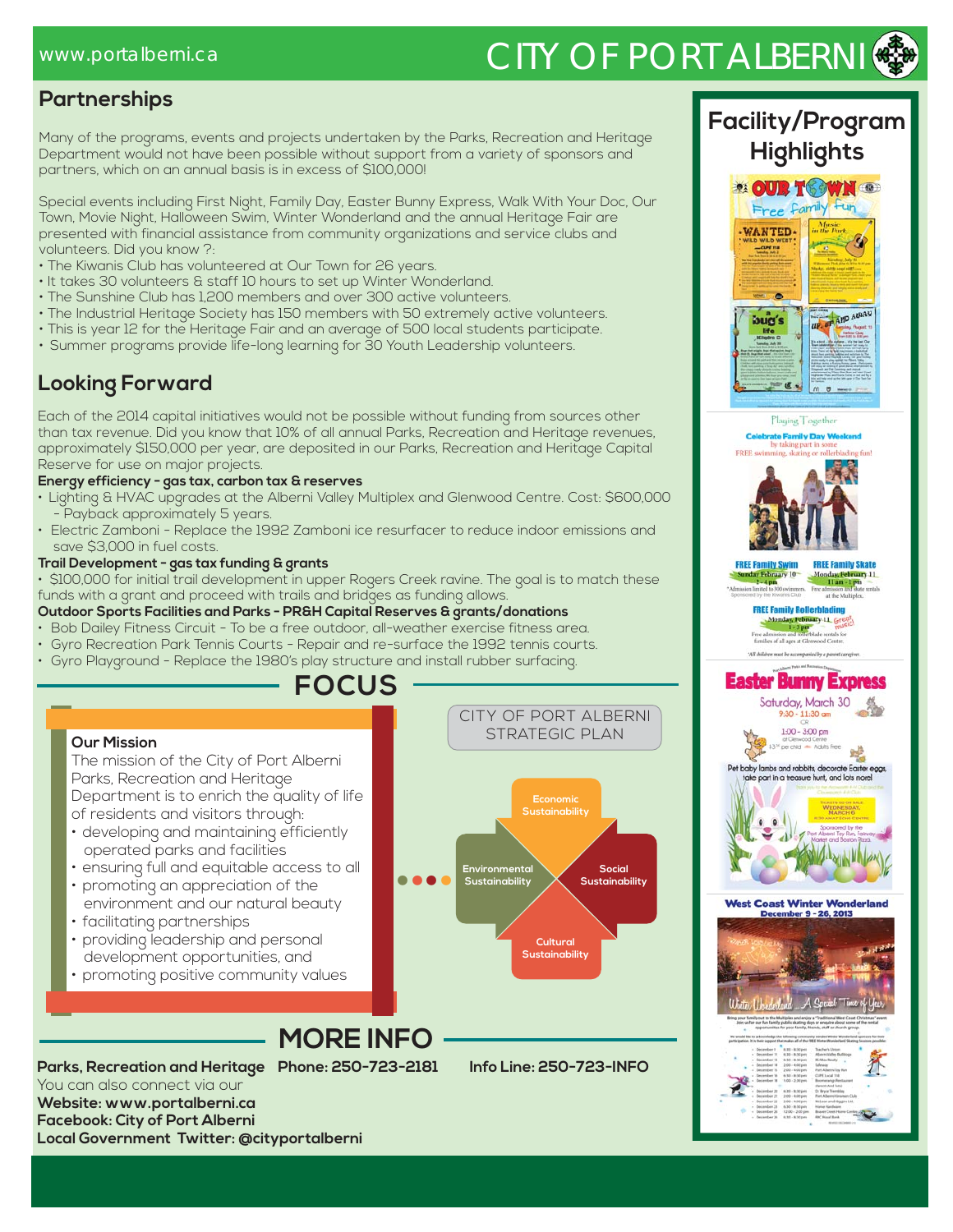www.portalberni.ca

# CITY OF PORT ALBERNI

## Partnerships

Many of the programs, events and projects undertaken by the Parks, Recreation and Heritage Department would not have been possible without support from a variety of sponsors and partners, which on an annual basis is in excess of $100,000!

Special events including First Night, Family Day, Easter Bunny Express, Walk With Your Doc, Our Town, Movie Night, Halloween Swim, Winter Wonderland and the annual Heritage Fair are presented with financial assistance from community organizations and service clubs and volunteers. Did you know ?:

- The Kiwanis Club has volunteered at Our Town for 26 years.
- It takes 30 volunteers & staff 10 hours to set up Winter Wonderland.
- The Sunshine Club has 1,200 members and over 300 active volunteers.
- The Industrial Heritage Society has 150 members with 50 extremely active volunteers.
- This is year 12 for the Heritage Fair and an average of 500 local students participate.
- Summer programs provide life-long learning for 30 Youth Leadership volunteers.

## Looking Forward

Each of the 2014 capital initiatives would not be possible without funding from sources other than tax revenue. Did you know that 10% of all annual Parks, Recreation and Heritage revenues, approximately $150,000 per year, are deposited in our Parks, Recreation and Heritage Capital Reserve for use on major projects.

**Energy efficiency - gas tax, carbon tax & reserves**

- Lighting & HVAC upgrades at the Alberni Valley Multiplex and Glenwood Centre. Cost: $600,000 - Payback approximately 5 years.
- Electric Zamboni - Replace the 1992 Zamboni ice resurfacer to reduce indoor emissions and save $3,000 in fuel costs.

**Trail Development - gas tax funding & grants**

- $100,000 for initial trail development in upper Rogers Creek ravine. The goal is to match these funds with a grant and proceed with trails and bridges as funding allows.

**Outdoor Sports Facilities and Parks - PR&H Capital Reserves & grants/donations**

- Bob Dailey Fitness Circuit - To be a free outdoor, all-weather exercise fitness area.
- Gyro Recreation Park Tennis Courts - Repair and re-surface the 1992 tennis courts.
- Gyro Playground - Replace the 1980's play structure and install rubber surfacing.

## FOCUS

**Our Mission**

The mission of the City of Port Alberni Parks, Recreation and Heritage Department is to enrich the quality of life of residents and visitors through:

- developing and maintaining efficiently operated parks and facilities
- ensuring full and equitable access to all
- promoting an appreciation of the environment and our natural beauty
- facilitating partnerships
- providing leadership and personal development opportunities, and
- promoting positive community values

CITY OF PORT ALBERNI STRATEGIC PLAN

Economic Sustainability

Environmental Sustainability

Social Sustainability

Cultural Sustainability

## MORE INFO

**Parks, Recreation and Heritage** **Phone: 250-723-2181** **Info Line: 250-723-INFO**

You can also connect via our

**Website: www.portalberni.ca**

**Facebook: City of Port Alberni**

**Local Government Twitter: @cityportalberni**

## Facility/Program Highlights

OUR TOWN Free family fun

Playing Together

Celebrate Family Day Weekend by taking part in some FREE swimming, skating or rollerblading fun!

FREE Family Swim – Sunday, February 10, 1 - 4 pm

FREE Family Skate – Monday, February 11, 11 am - 1 pm

FREE Family Rollerblading – Monday, February 11, 1 - 3 pm

Easter Bunny Express – Saturday, March 30

West Coast Winter Wonderland – December 9 - 26, 2013